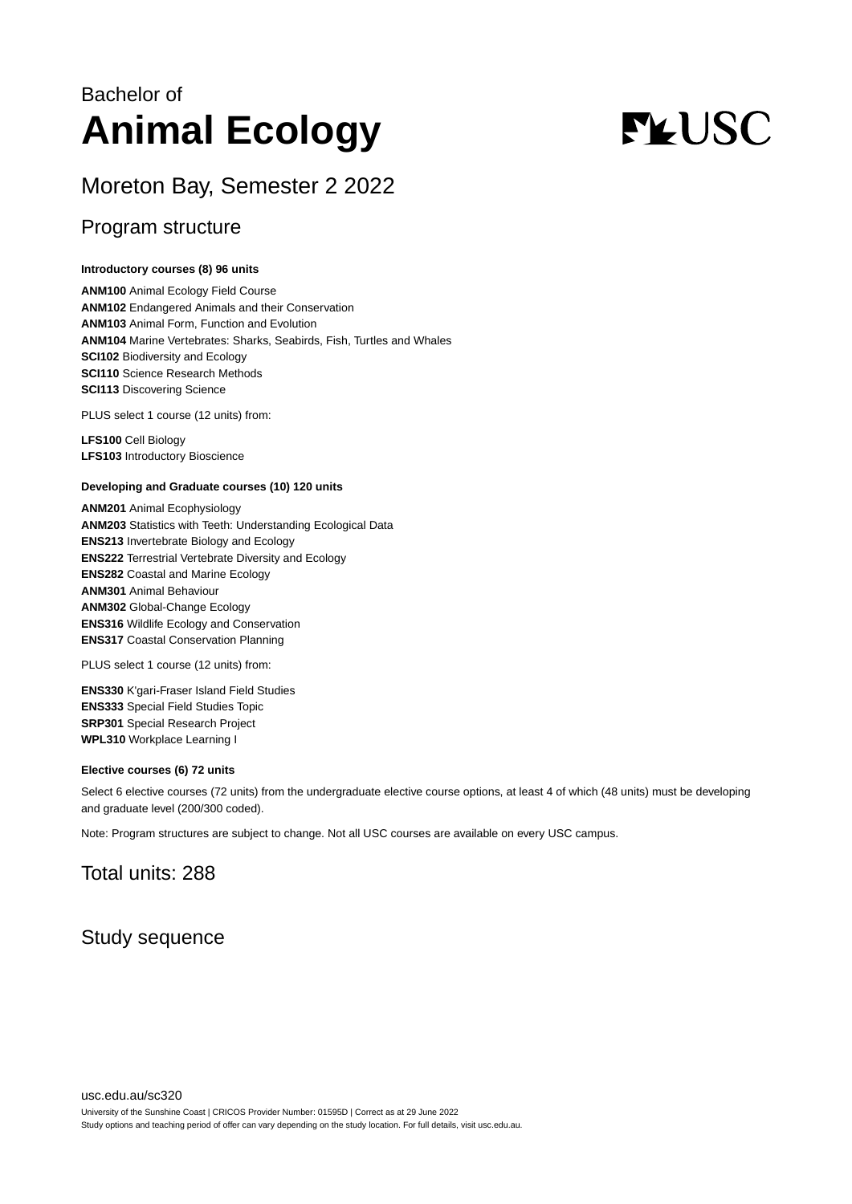Bachelor of

# Animal Ecology

## Moreton Bay, Semester 2 2022

## Program structure

**Introductory courses (8) 96 units**

**ANM100** Animal Ecology Field Course
**ANM102** Endangered Animals and their Conservation
**ANM103** Animal Form, Function and Evolution
**ANM104** Marine Vertebrates: Sharks, Seabirds, Fish, Turtles and Whales
**SCI102** Biodiversity and Ecology
**SCI110** Science Research Methods
**SCI113** Discovering Science

PLUS select 1 course (12 units) from:

**LFS100** Cell Biology
**LFS103** Introductory Bioscience

**Developing and Graduate courses (10) 120 units**

**ANM201** Animal Ecophysiology
**ANM203** Statistics with Teeth: Understanding Ecological Data
**ENS213** Invertebrate Biology and Ecology
**ENS222** Terrestrial Vertebrate Diversity and Ecology
**ENS282** Coastal and Marine Ecology
**ANM301** Animal Behaviour
**ANM302** Global-Change Ecology
**ENS316** Wildlife Ecology and Conservation
**ENS317** Coastal Conservation Planning

PLUS select 1 course (12 units) from:

**ENS330** K'gari-Fraser Island Field Studies
**ENS333** Special Field Studies Topic
**SRP301** Special Research Project
**WPL310** Workplace Learning I

**Elective courses (6) 72 units**

Select 6 elective courses (72 units) from the undergraduate elective course options, at least 4 of which (48 units) must be developing and graduate level (200/300 coded).

Note: Program structures are subject to change. Not all USC courses are available on every USC campus.

## Total units: 288

## Study sequence

usc.edu.au/sc320

University of the Sunshine Coast | CRICOS Provider Number: 01595D | Correct as at 29 June 2022
Study options and teaching period of offer can vary depending on the study location. For full details, visit usc.edu.au.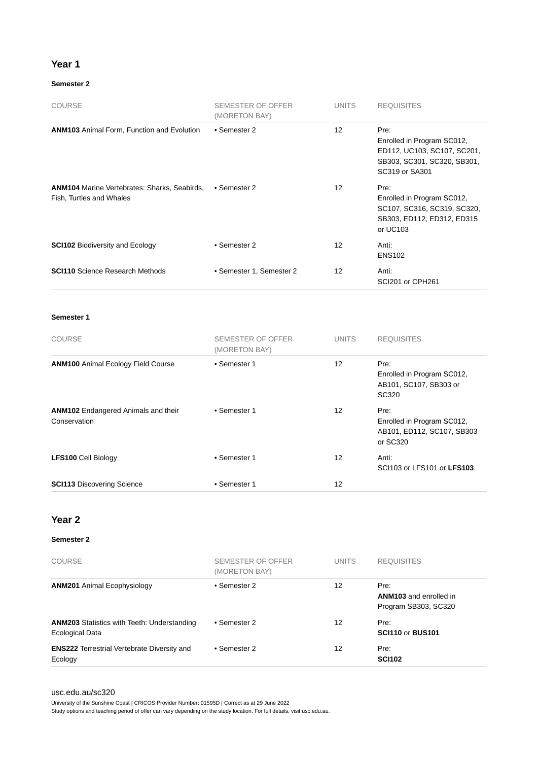## Year 1

#### Semester 2

| COURSE | SEMESTER OF OFFER (MORETON BAY) | UNITS | REQUISITES |
|---|---|---|---|
| **ANM103** Animal Form, Function and Evolution | • Semester 2 | 12 | Pre: Enrolled in Program SC012, ED112, UC103, SC107, SC201, SB303, SC301, SC320, SB301, SC319 or SA301 |
| **ANM104** Marine Vertebrates: Sharks, Seabirds, Fish, Turtles and Whales | • Semester 2 | 12 | Pre: Enrolled in Program SC012, SC107, SC316, SC319, SC320, SB303, ED112, ED312, ED315 or UC103 |
| **SCI102** Biodiversity and Ecology | • Semester 2 | 12 | Anti: ENS102 |
| **SCI110** Science Research Methods | • Semester 1, Semester 2 | 12 | Anti: SCI201 or CPH261 |

#### Semester 1

| COURSE | SEMESTER OF OFFER (MORETON BAY) | UNITS | REQUISITES |
|---|---|---|---|
| **ANM100** Animal Ecology Field Course | • Semester 1 | 12 | Pre: Enrolled in Program SC012, AB101, SC107, SB303 or SC320 |
| **ANM102** Endangered Animals and their Conservation | • Semester 1 | 12 | Pre: Enrolled in Program SC012, AB101, ED112, SC107, SB303 or SC320 |
| **LFS100** Cell Biology | • Semester 1 | 12 | Anti: SCI103 or LFS101 or **LFS103**. |
| **SCI113** Discovering Science | • Semester 1 | 12 | |

## Year 2

#### Semester 2

| COURSE | SEMESTER OF OFFER (MORETON BAY) | UNITS | REQUISITES |
|---|---|---|---|
| **ANM201** Animal Ecophysiology | • Semester 2 | 12 | Pre: **ANM103** and enrolled in Program SB303, SC320 |
| **ANM203** Statistics with Teeth: Understanding Ecological Data | • Semester 2 | 12 | Pre: **SCI110** or **BUS101** |
| **ENS222** Terrestrial Vertebrate Diversity and Ecology | • Semester 2 | 12 | Pre: **SCI102** |

usc.edu.au/sc320

University of the Sunshine Coast | CRICOS Provider Number: 01595D | Correct as at 29 June 2022
Study options and teaching period of offer can vary depending on the study location. For full details, visit usc.edu.au.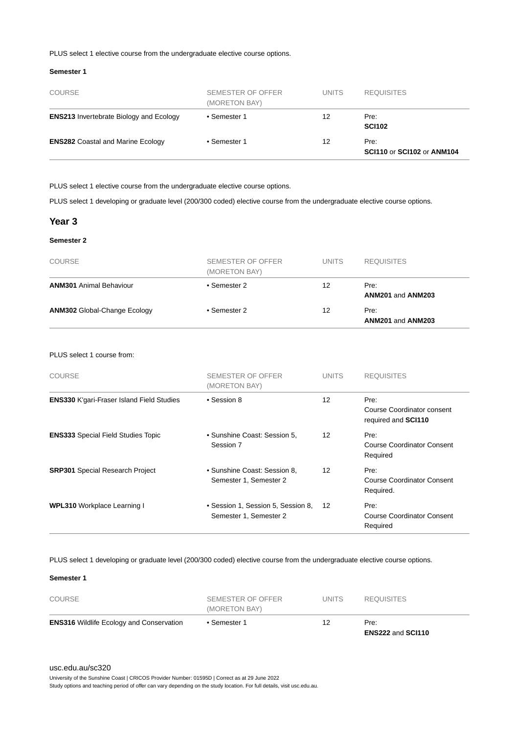PLUS select 1 elective course from the undergraduate elective course options.

**Semester 1**

| COURSE | SEMESTER OF OFFER (MORETON BAY) | UNITS | REQUISITES |
|---|---|---|---|
| **ENS213** Invertebrate Biology and Ecology | • Semester 1 | 12 | Pre: **SCI102** |
| **ENS282** Coastal and Marine Ecology | • Semester 1 | 12 | Pre: **SCI110** or **SCI102** or **ANM104** |

PLUS select 1 elective course from the undergraduate elective course options.

PLUS select 1 developing or graduate level (200/300 coded) elective course from the undergraduate elective course options.

## Year 3

**Semester 2**

| COURSE | SEMESTER OF OFFER (MORETON BAY) | UNITS | REQUISITES |
|---|---|---|---|
| **ANM301** Animal Behaviour | • Semester 2 | 12 | Pre: **ANM201** and **ANM203** |
| **ANM302** Global-Change Ecology | • Semester 2 | 12 | Pre: **ANM201** and **ANM203** |

PLUS select 1 course from:

| COURSE | SEMESTER OF OFFER (MORETON BAY) | UNITS | REQUISITES |
|---|---|---|---|
| **ENS330** K'gari-Fraser Island Field Studies | • Session 8 | 12 | Pre: Course Coordinator consent required and **SCI110** |
| **ENS333** Special Field Studies Topic | • Sunshine Coast: Session 5, Session 7 | 12 | Pre: Course Coordinator Consent Required |
| **SRP301** Special Research Project | • Sunshine Coast: Session 8, Semester 1, Semester 2 | 12 | Pre: Course Coordinator Consent Required. |
| **WPL310** Workplace Learning I | • Session 1, Session 5, Session 8, Semester 1, Semester 2 | 12 | Pre: Course Coordinator Consent Required |

PLUS select 1 developing or graduate level (200/300 coded) elective course from the undergraduate elective course options.

**Semester 1**

| COURSE | SEMESTER OF OFFER (MORETON BAY) | UNITS | REQUISITES |
|---|---|---|---|
| **ENS316** Wildlife Ecology and Conservation | • Semester 1 | 12 | Pre: **ENS222** and **SCI110** |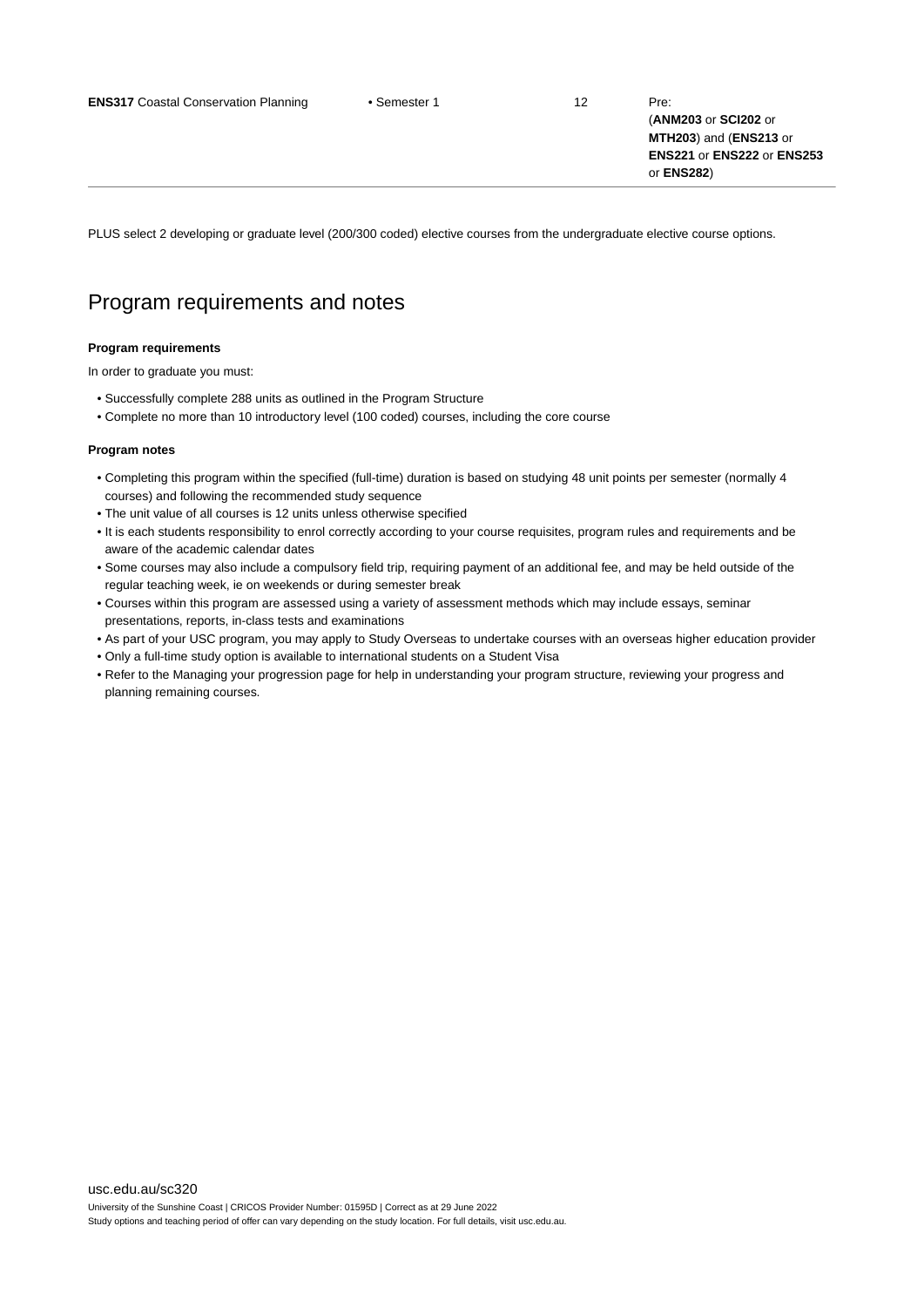| | | | |
|---|---|---|---|
| **ENS317** Coastal Conservation Planning | • Semester 1 | 12 | Pre: (**ANM203** or **SCI202** or **MTH203**) and (**ENS213** or **ENS221** or **ENS222** or **ENS253** or **ENS282**) |

PLUS select 2 developing or graduate level (200/300 coded) elective courses from the undergraduate elective course options.

## Program requirements and notes

#### Program requirements

In order to graduate you must:

- Successfully complete 288 units as outlined in the Program Structure
- Complete no more than 10 introductory level (100 coded) courses, including the core course

#### Program notes

- Completing this program within the specified (full-time) duration is based on studying 48 unit points per semester (normally 4 courses) and following the recommended study sequence
- The unit value of all courses is 12 units unless otherwise specified
- It is each students responsibility to enrol correctly according to your course requisites, program rules and requirements and be aware of the academic calendar dates
- Some courses may also include a compulsory field trip, requiring payment of an additional fee, and may be held outside of the regular teaching week, ie on weekends or during semester break
- Courses within this program are assessed using a variety of assessment methods which may include essays, seminar presentations, reports, in-class tests and examinations
- As part of your USC program, you may apply to Study Overseas to undertake courses with an overseas higher education provider
- Only a full-time study option is available to international students on a Student Visa
- Refer to the Managing your progression page for help in understanding your program structure, reviewing your progress and planning remaining courses.